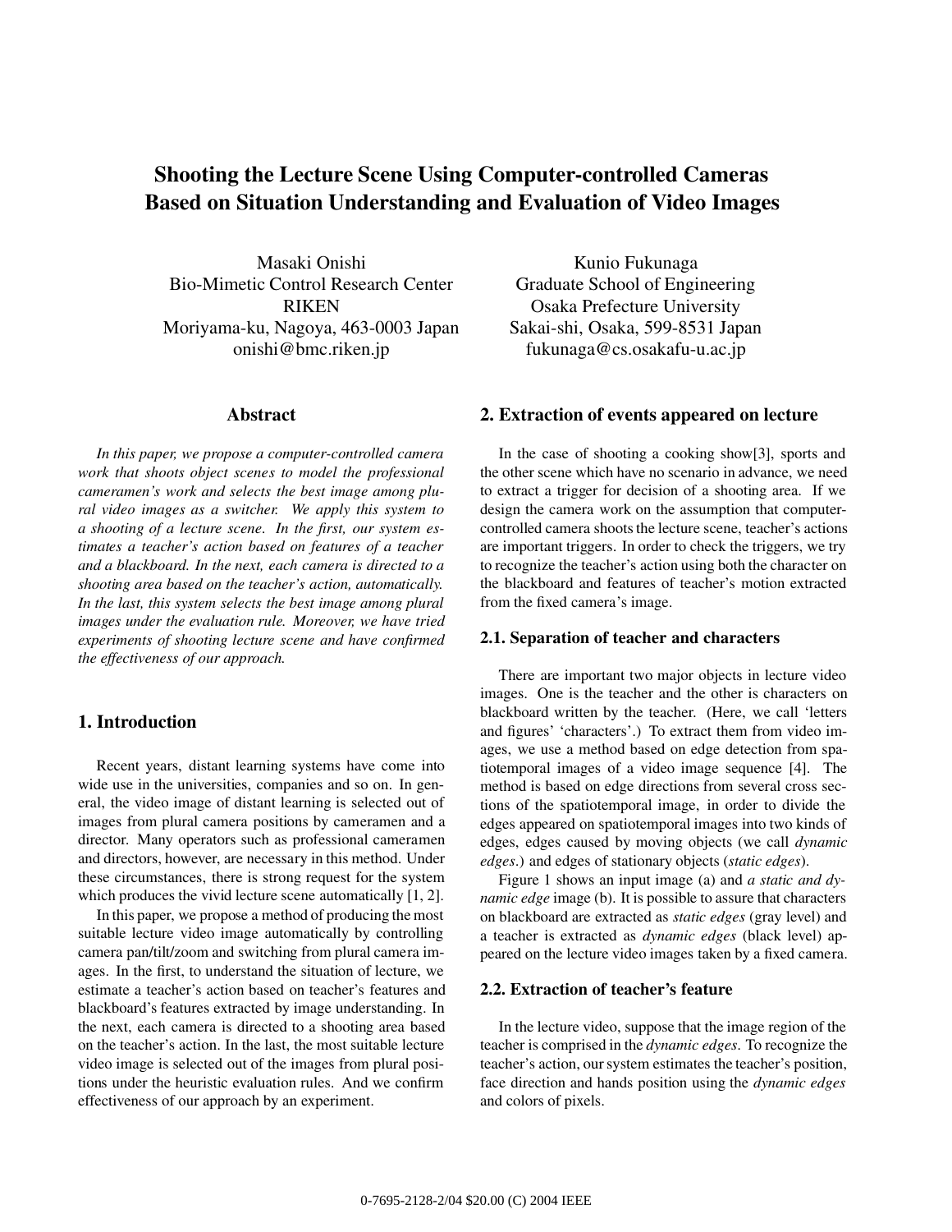# Shooting the Lecture Scene Using Computer-controlled Cameras Based on Situation Understanding and Evaluation of Video Images

Masaki Onishi
Bio-Mimetic Control Research Center
RIKEN
Moriyama-ku, Nagoya, 463-0003 Japan
onishi@bmc.riken.jp

Kunio Fukunaga
Graduate School of Engineering
Osaka Prefecture University
Sakai-shi, Osaka, 599-8531 Japan
fukunaga@cs.osakafu-u.ac.jp

## Abstract

*In this paper, we propose a computer-controlled camera work that shoots object scenes to model the professional cameramen's work and selects the best image among plural video images as a switcher. We apply this system to a shooting of a lecture scene. In the first, our system estimates a teacher's action based on features of a teacher and a blackboard. In the next, each camera is directed to a shooting area based on the teacher's action, automatically. In the last, this system selects the best image among plural images under the evaluation rule. Moreover, we have tried experiments of shooting lecture scene and have confirmed the effectiveness of our approach.*

## 1. Introduction

Recent years, distant learning systems have come into wide use in the universities, companies and so on. In general, the video image of distant learning is selected out of images from plural camera positions by cameramen and a director. Many operators such as professional cameramen and directors, however, are necessary in this method. Under these circumstances, there is strong request for the system which produces the vivid lecture scene automatically [1, 2].

In this paper, we propose a method of producing the most suitable lecture video image automatically by controlling camera pan/tilt/zoom and switching from plural camera images. In the first, to understand the situation of lecture, we estimate a teacher's action based on teacher's features and blackboard's features extracted by image understanding. In the next, each camera is directed to a shooting area based on the teacher's action. In the last, the most suitable lecture video image is selected out of the images from plural positions under the heuristic evaluation rules. And we confirm effectiveness of our approach by an experiment.

## 2. Extraction of events appeared on lecture

In the case of shooting a cooking show[3], sports and the other scene which have no scenario in advance, we need to extract a trigger for decision of a shooting area. If we design the camera work on the assumption that computer-controlled camera shoots the lecture scene, teacher's actions are important triggers. In order to check the triggers, we try to recognize the teacher's action using both the character on the blackboard and features of teacher's motion extracted from the fixed camera's image.

### 2.1. Separation of teacher and characters

There are important two major objects in lecture video images. One is the teacher and the other is characters on blackboard written by the teacher. (Here, we call 'letters and figures' 'characters'.) To extract them from video images, we use a method based on edge detection from spatiotemporal images of a video image sequence [4]. The method is based on edge directions from several cross sections of the spatiotemporal image, in order to divide the edges appeared on spatiotemporal images into two kinds of edges, edges caused by moving objects (we call *dynamic edges*.) and edges of stationary objects (*static edges*).

Figure 1 shows an input image (a) and *a static and dynamic edge* image (b). It is possible to assure that characters on blackboard are extracted as *static edges* (gray level) and a teacher is extracted as *dynamic edges* (black level) appeared on the lecture video images taken by a fixed camera.

### 2.2. Extraction of teacher's feature

In the lecture video, suppose that the image region of the teacher is comprised in the *dynamic edges*. To recognize the teacher's action, our system estimates the teacher's position, face direction and hands position using the *dynamic edges* and colors of pixels.

0-7695-2128-2/04 $20.00 (C) 2004 IEEE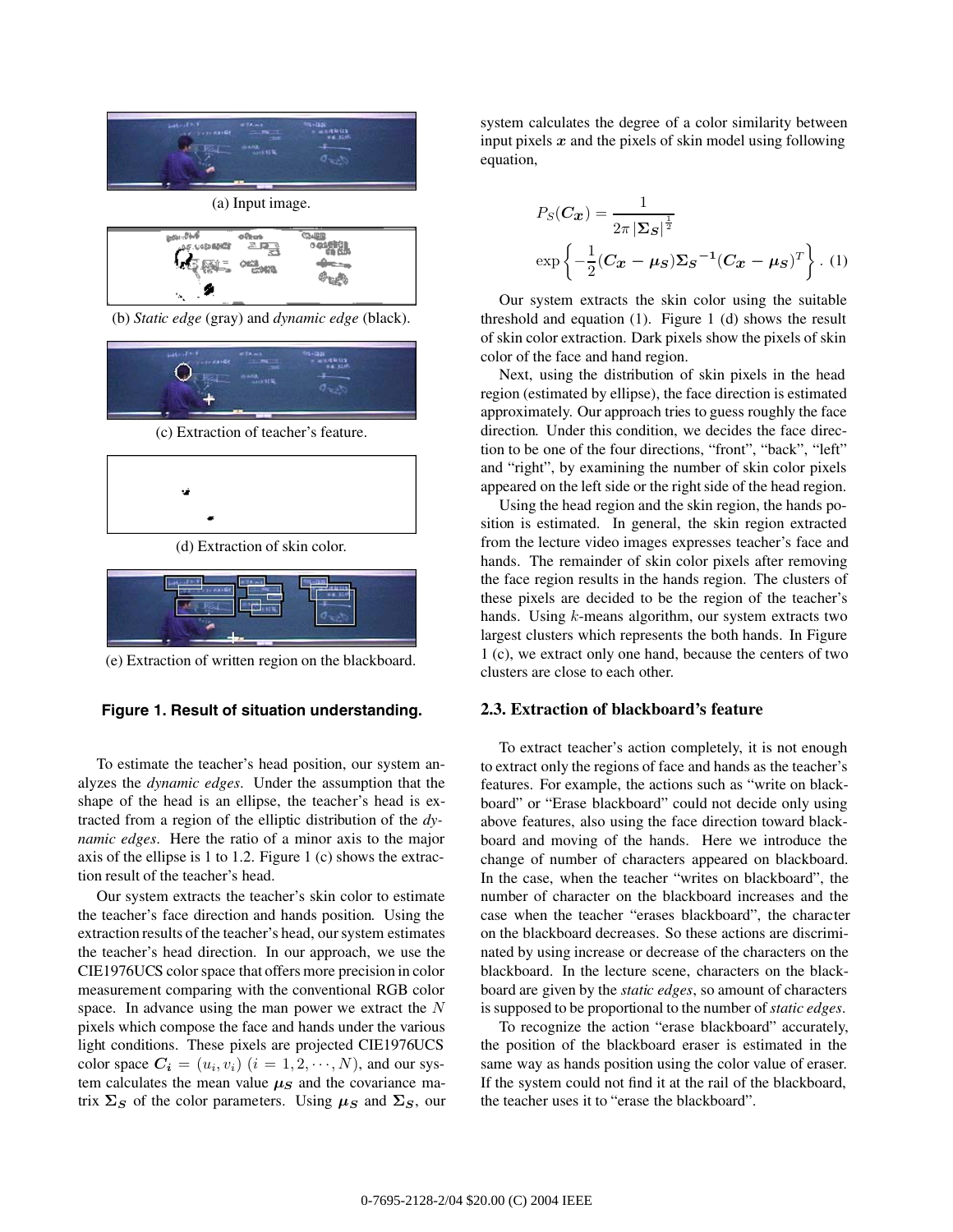(a) Input image.

(b) *Static edge* (gray) and *dynamic edge* (black).

(c) Extraction of teacher's feature.

(d) Extraction of skin color.

(e) Extraction of written region on the blackboard.

**Figure 1. Result of situation understanding.**

To estimate the teacher's head position, our system analyzes the *dynamic edges*. Under the assumption that the shape of the head is an ellipse, the teacher's head is extracted from a region of the elliptic distribution of the *dynamic edges*. Here the ratio of a minor axis to the major axis of the ellipse is 1 to 1.2. Figure 1 (c) shows the extraction result of the teacher's head.

Our system extracts the teacher's skin color to estimate the teacher's face direction and hands position. Using the extraction results of the teacher's head, our system estimates the teacher's head direction. In our approach, we use the CIE1976UCS color space that offers more precision in color measurement comparing with the conventional RGB color space. In advance using the man power we extract the $N$ pixels which compose the face and hands under the various light conditions. These pixels are projected CIE1976UCS color space $\boldsymbol{C_i} = (u_i, v_i)$ $(i = 1, 2, \cdots, N)$, and our system calculates the mean value $\boldsymbol{\mu_S}$ and the covariance matrix $\boldsymbol{\Sigma_S}$ of the color parameters. Using $\boldsymbol{\mu_S}$ and $\boldsymbol{\Sigma_S}$, our system calculates the degree of a color similarity between input pixels $\boldsymbol{x}$ and the pixels of skin model using following equation,

$$P_S(\boldsymbol{C_x}) = \frac{1}{2\pi\,|\boldsymbol{\Sigma_S}|^{\frac{1}{2}}} \exp\left\{-\frac{1}{2}(\boldsymbol{C_x} - \boldsymbol{\mu_S})\boldsymbol{\Sigma_S}^{-1}(\boldsymbol{C_x} - \boldsymbol{\mu_S})^T\right\}. \quad (1)$$

Our system extracts the skin color using the suitable threshold and equation (1). Figure 1 (d) shows the result of skin color extraction. Dark pixels show the pixels of skin color of the face and hand region.

Next, using the distribution of skin pixels in the head region (estimated by ellipse), the face direction is estimated approximately. Our approach tries to guess roughly the face direction. Under this condition, we decides the face direction to be one of the four directions, "front", "back", "left" and "right", by examining the number of skin color pixels appeared on the left side or the right side of the head region.

Using the head region and the skin region, the hands position is estimated. In general, the skin region extracted from the lecture video images expresses teacher's face and hands. The remainder of skin color pixels after removing the face region results in the hands region. The clusters of these pixels are decided to be the region of the teacher's hands. Using $k$-means algorithm, our system extracts two largest clusters which represents the both hands. In Figure 1 (c), we extract only one hand, because the centers of two clusters are close to each other.

## 2.3. Extraction of blackboard's feature

To extract teacher's action completely, it is not enough to extract only the regions of face and hands as the teacher's features. For example, the actions such as "write on blackboard" or "Erase blackboard" could not decide only using above features, also using the face direction toward blackboard and moving of the hands. Here we introduce the change of number of characters appeared on blackboard. In the case, when the teacher "writes on blackboard", the number of character on the blackboard increases and the case when the teacher "erases blackboard", the character on the blackboard decreases. So these actions are discriminated by using increase or decrease of the characters on the blackboard. In the lecture scene, characters on the blackboard are given by the *static edges*, so amount of characters is supposed to be proportional to the number of *static edges*.

To recognize the action "erase blackboard" accurately, the position of the blackboard eraser is estimated in the same way as hands position using the color value of eraser. If the system could not find it at the rail of the blackboard, the teacher uses it to "erase the blackboard".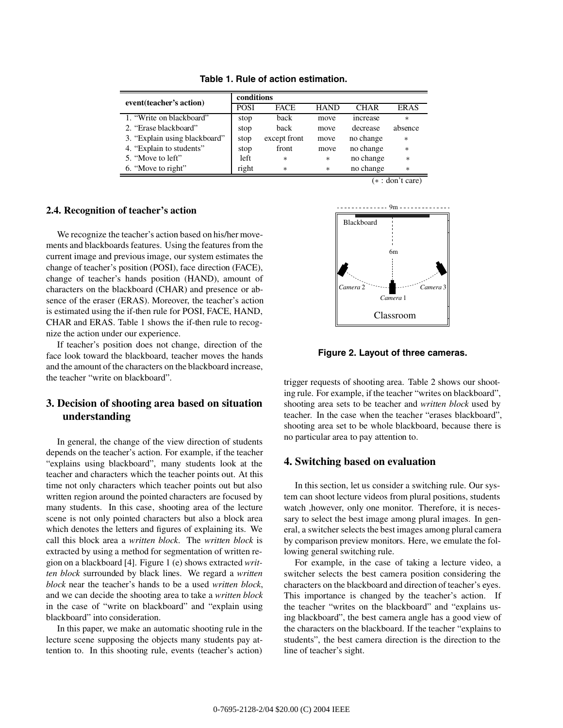**Table 1. Rule of action estimation.**

| event(teacher's action) | conditions | | | | |
|---|---|---|---|---|---|
| | POSI | FACE | HAND | CHAR | ERAS |
| 1. "Write on blackboard" | stop | back | move | increase | * |
| 2. "Erase blackboard" | stop | back | move | decrease | absence |
| 3. "Explain using blackboard" | stop | except front | move | no change | * |
| 4. "Explain to students" | stop | front | move | no change | * |
| 5. "Move to left" | left | * | * | no change | * |
| 6. "Move to right" | right | * | * | no change | * |

(* : don't care)

### 2.4. Recognition of teacher's action

We recognize the teacher's action based on his/her movements and blackboards features. Using the features from the current image and previous image, our system estimates the change of teacher's position (POSI), face direction (FACE), change of teacher's hands position (HAND), amount of characters on the blackboard (CHAR) and presence or absence of the eraser (ERAS). Moreover, the teacher's action is estimated using the if-then rule for POSI, FACE, HAND, CHAR and ERAS. Table 1 shows the if-then rule to recognize the action under our experience.

If teacher's position does not change, direction of the face look toward the blackboard, teacher moves the hands and the amount of the characters on the blackboard increase, the teacher "write on blackboard".

## 3. Decision of shooting area based on situation understanding

In general, the change of the view direction of students depends on the teacher's action. For example, if the teacher "explains using blackboard", many students look at the teacher and characters which the teacher points out. At this time not only characters which teacher points out but also written region around the pointed characters are focused by many students. In this case, shooting area of the lecture scene is not only pointed characters but also a block area which denotes the letters and figures of explaining its. We call this block area a *written block*. The *written block* is extracted by using a method for segmentation of written region on a blackboard [4]. Figure 1 (e) shows extracted *written block* surrounded by black lines. We regard a *written block* near the teacher's hands to be a used *written block*, and we can decide the shooting area to take a *written block* in the case of "write on blackboard" and "explain using blackboard" into consideration.

In this paper, we make an automatic shooting rule in the lecture scene supposing the objects many students pay attention to. In this shooting rule, events (teacher's action) trigger requests of shooting area. Table 2 shows our shooting rule. For example, if the teacher "writes on blackboard", shooting area sets to be teacher and *written block* used by teacher. In the case when the teacher "erases blackboard", shooting area set to be whole blackboard, because there is no particular area to pay attention to.

Blackboard

9m

6m

*Camera* 2

*Camera* 1

*Camera* 3

Classroom

**Figure 2. Layout of three cameras.**

## 4. Switching based on evaluation

In this section, let us consider a switching rule. Our system can shoot lecture videos from plural positions, students watch ,however, only one monitor. Therefore, it is necessary to select the best image among plural images. In general, a switcher selects the best images among plural camera by comparison preview monitors. Here, we emulate the following general switching rule.

For example, in the case of taking a lecture video, a switcher selects the best camera position considering the characters on the blackboard and direction of teacher's eyes. This importance is changed by the teacher's action. If the teacher "writes on the blackboard" and "explains using blackboard", the best camera angle has a good view of the characters on the blackboard. If the teacher "explains to students", the best camera direction is the direction to the line of teacher's sight.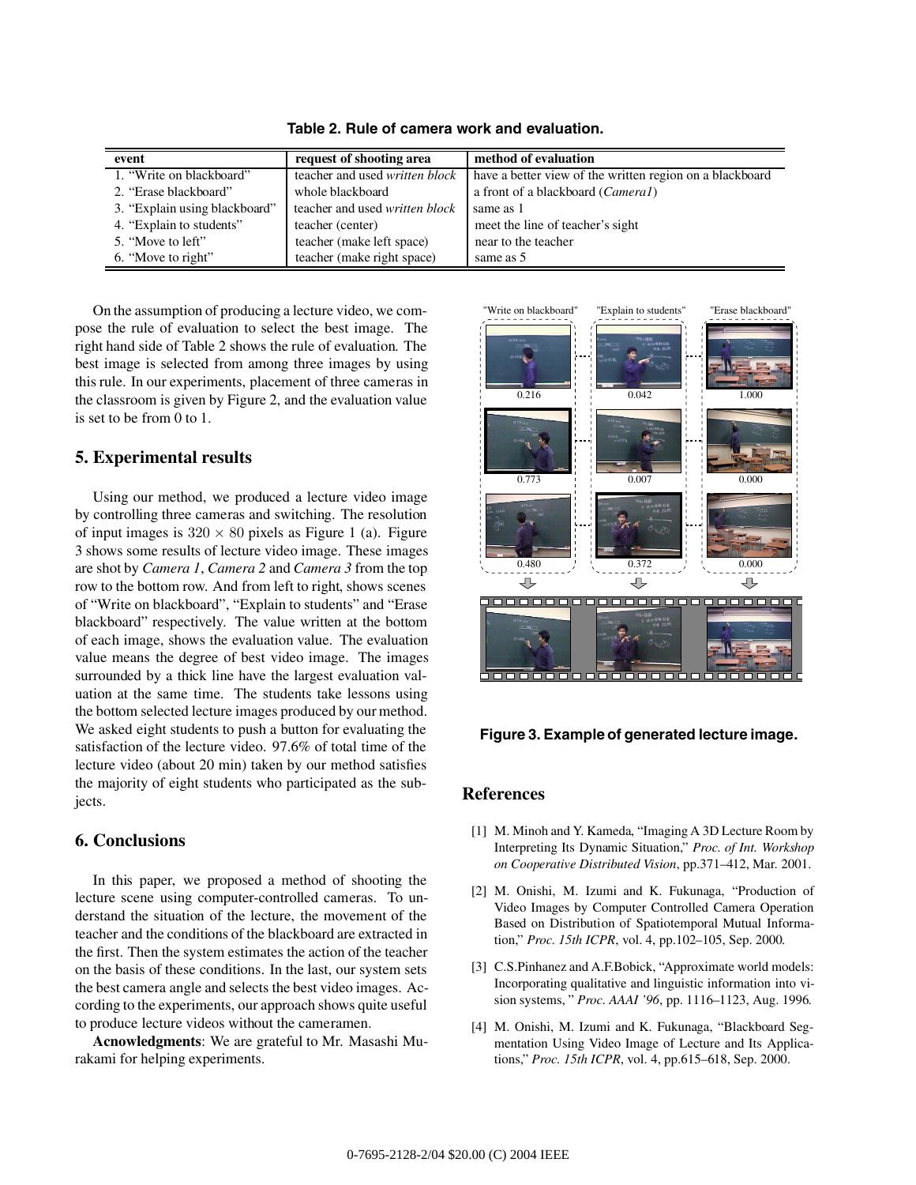**Table 2. Rule of camera work and evaluation.**

| event | request of shooting area | method of evaluation |
|---|---|---|
| 1. "Write on blackboard" | teacher and used *written block* | have a better view of the written region on a blackboard |
| 2. "Erase blackboard" | whole blackboard | a front of a blackboard (*Camera1*) |
| 3. "Explain using blackboard" | teacher and used *written block* | same as 1 |
| 4. "Explain to students" | teacher (center) | meet the line of teacher's sight |
| 5. "Move to left" | teacher (make left space) | near to the teacher |
| 6. "Move to right" | teacher (make right space) | same as 5 |

On the assumption of producing a lecture video, we compose the rule of evaluation to select the best image. The right hand side of Table 2 shows the rule of evaluation. The best image is selected from among three images by using this rule. In our experiments, placement of three cameras in the classroom is given by Figure 2, and the evaluation value is set to be from 0 to 1.

## 5. Experimental results

Using our method, we produced a lecture video image by controlling three cameras and switching. The resolution of input images is $320 \times 80$ pixels as Figure 1 (a). Figure 3 shows some results of lecture video image. These images are shot by *Camera 1*, *Camera 2* and *Camera 3* from the top row to the bottom row. And from left to right, shows scenes of "Write on blackboard", "Explain to students" and "Erase blackboard" respectively. The value written at the bottom of each image, shows the evaluation value. The evaluation value means the degree of best video image. The images surrounded by a thick line have the largest evaluation valuation at the same time. The students take lessons using the bottom selected lecture images produced by our method. We asked eight students to push a button for evaluating the satisfaction of the lecture video. 97.6% of total time of the lecture video (about 20 min) taken by our method satisfies the majority of eight students who participated as the subjects.

"Write on blackboard" "Explain to students" "Erase blackboard"

0.216 0.042 1.000

0.773 0.007 0.000

0.480 0.372 0.000

**Figure 3. Example of generated lecture image.**

## 6. Conclusions

In this paper, we proposed a method of shooting the lecture scene using computer-controlled cameras. To understand the situation of the lecture, the movement of the teacher and the conditions of the blackboard are extracted in the first. Then the system estimates the action of the teacher on the basis of these conditions. In the last, our system sets the best camera angle and selects the best video images. According to the experiments, our approach shows quite useful to produce lecture videos without the cameramen.

**Acnowledgments**: We are grateful to Mr. Masashi Murakami for helping experiments.

## References

[1] M. Minoh and Y. Kameda, "Imaging A 3D Lecture Room by Interpreting Its Dynamic Situation," *Proc. of Int. Workshop on Cooperative Distributed Vision*, pp.371–412, Mar. 2001.

[2] M. Onishi, M. Izumi and K. Fukunaga, "Production of Video Images by Computer Controlled Camera Operation Based on Distribution of Spatiotemporal Mutual Information," *Proc. 15th ICPR*, vol. 4, pp.102–105, Sep. 2000.

[3] C.S.Pinhanez and A.F.Bobick, "Approximate world models: Incorporating qualitative and linguistic information into vision systems, " *Proc. AAAI '96*, pp. 1116–1123, Aug. 1996.

[4] M. Onishi, M. Izumi and K. Fukunaga, "Blackboard Segmentation Using Video Image of Lecture and Its Applications," *Proc. 15th ICPR*, vol. 4, pp.615–618, Sep. 2000.